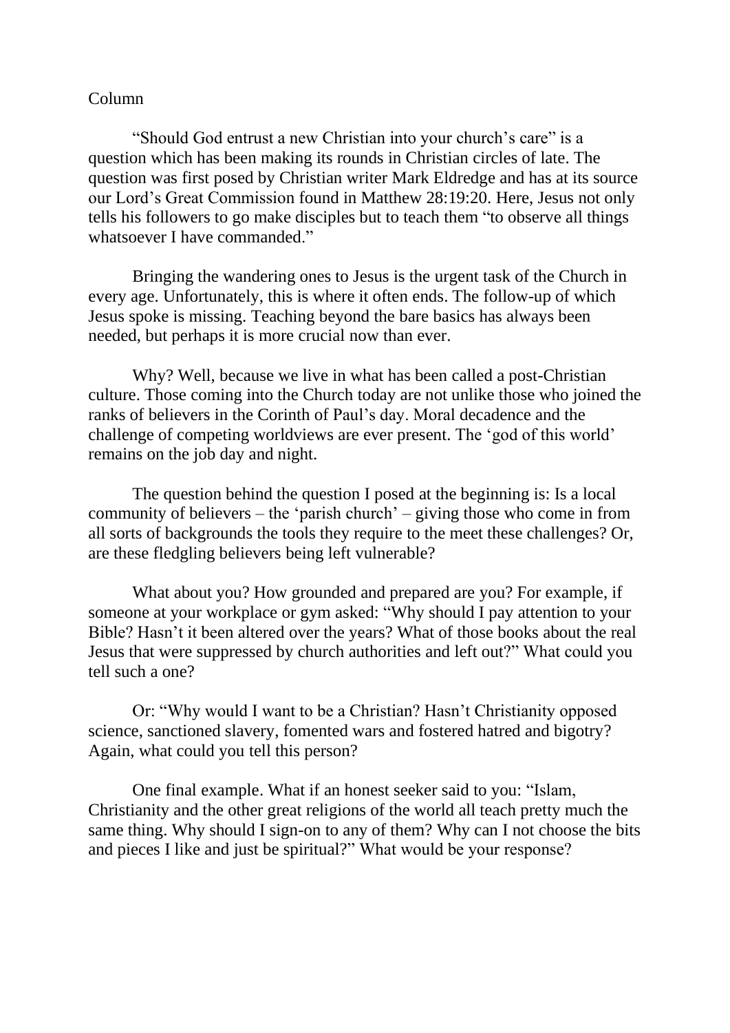Column

"Should God entrust a new Christian into your church's care" is a question which has been making its rounds in Christian circles of late. The question was first posed by Christian writer Mark Eldredge and has at its source our Lord's Great Commission found in Matthew 28:19:20. Here, Jesus not only tells his followers to go make disciples but to teach them "to observe all things whatsoever I have commanded."

Bringing the wandering ones to Jesus is the urgent task of the Church in every age. Unfortunately, this is where it often ends. The follow-up of which Jesus spoke is missing. Teaching beyond the bare basics has always been needed, but perhaps it is more crucial now than ever.

Why? Well, because we live in what has been called a post-Christian culture. Those coming into the Church today are not unlike those who joined the ranks of believers in the Corinth of Paul's day. Moral decadence and the challenge of competing worldviews are ever present. The 'god of this world' remains on the job day and night.

The question behind the question I posed at the beginning is: Is a local community of believers – the 'parish church' – giving those who come in from all sorts of backgrounds the tools they require to the meet these challenges? Or, are these fledgling believers being left vulnerable?

What about you? How grounded and prepared are you? For example, if someone at your workplace or gym asked: "Why should I pay attention to your Bible? Hasn't it been altered over the years? What of those books about the real Jesus that were suppressed by church authorities and left out?" What could you tell such a one?

Or: "Why would I want to be a Christian? Hasn't Christianity opposed science, sanctioned slavery, fomented wars and fostered hatred and bigotry? Again, what could you tell this person?

One final example. What if an honest seeker said to you: "Islam, Christianity and the other great religions of the world all teach pretty much the same thing. Why should I sign-on to any of them? Why can I not choose the bits and pieces I like and just be spiritual?" What would be your response?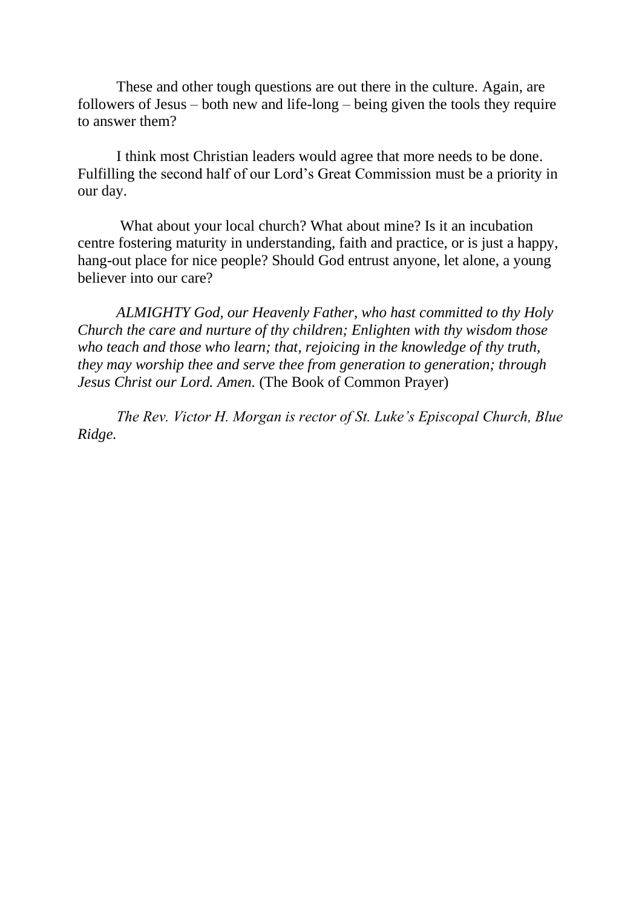These and other tough questions are out there in the culture. Again, are followers of Jesus – both new and life-long – being given the tools they require to answer them?

I think most Christian leaders would agree that more needs to be done. Fulfilling the second half of our Lord's Great Commission must be a priority in our day.

What about your local church? What about mine? Is it an incubation centre fostering maturity in understanding, faith and practice, or is just a happy, hang-out place for nice people? Should God entrust anyone, let alone, a young believer into our care?

*ALMIGHTY God, our Heavenly Father, who hast committed to thy Holy Church the care and nurture of thy children; Enlighten with thy wisdom those who teach and those who learn; that, rejoicing in the knowledge of thy truth, they may worship thee and serve thee from generation to generation; through Jesus Christ our Lord. Amen.* (The Book of Common Prayer)

*The Rev. Victor H. Morgan is rector of St. Luke's Episcopal Church, Blue Ridge.*